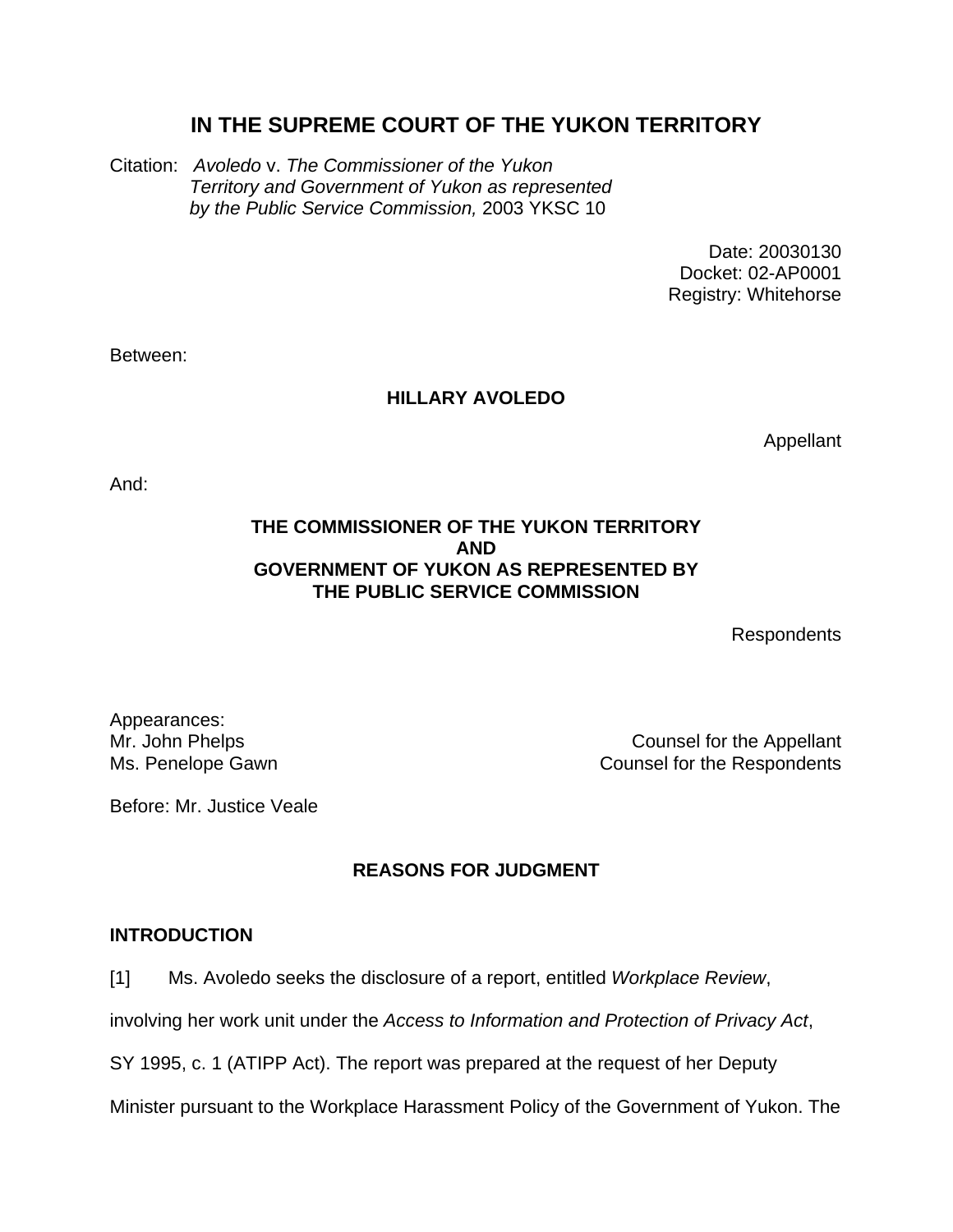# IN THE SUPREME COURT OF THE YUKON TERRITORY

Citation: *Avoledo* v. *The Commissioner of the Yukon Territory and Government of Yukon as represented by the Public Service Commission,* 2003 YKSC 10

Date: 20030130
Docket: 02-AP0001
Registry: Whitehorse

Between:

**HILLARY AVOLEDO**

Appellant

And:

**THE COMMISSIONER OF THE YUKON TERRITORY AND GOVERNMENT OF YUKON AS REPRESENTED BY THE PUBLIC SERVICE COMMISSION**

Respondents

Appearances:
Mr. John Phelps — Counsel for the Appellant
Ms. Penelope Gawn — Counsel for the Respondents

Before: Mr. Justice Veale

## REASONS FOR JUDGMENT

### INTRODUCTION

[1] Ms. Avoledo seeks the disclosure of a report, entitled *Workplace Review*, involving her work unit under the *Access to Information and Protection of Privacy Act*, SY 1995, c. 1 (ATIPP Act). The report was prepared at the request of her Deputy Minister pursuant to the Workplace Harassment Policy of the Government of Yukon. The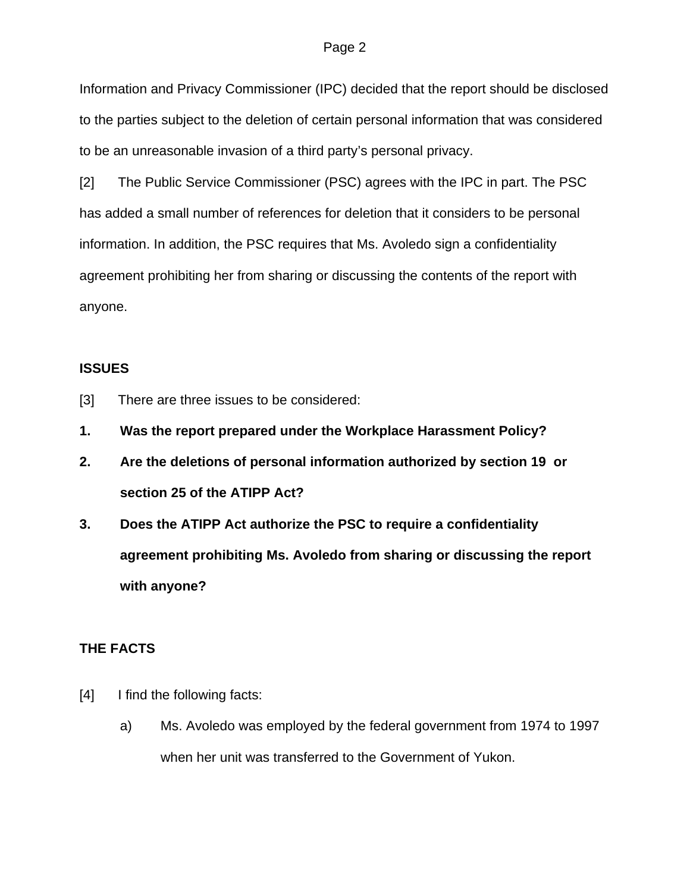Information and Privacy Commissioner (IPC) decided that the report should be disclosed to the parties subject to the deletion of certain personal information that was considered to be an unreasonable invasion of a third party's personal privacy.

[2] The Public Service Commissioner (PSC) agrees with the IPC in part. The PSC has added a small number of references for deletion that it considers to be personal information. In addition, the PSC requires that Ms. Avoledo sign a confidentiality agreement prohibiting her from sharing or discussing the contents of the report with anyone.

## ISSUES

[3] There are three issues to be considered:

1. **Was the report prepared under the Workplace Harassment Policy?**
2. **Are the deletions of personal information authorized by section 19 or section 25 of the ATIPP Act?**
3. **Does the ATIPP Act authorize the PSC to require a confidentiality agreement prohibiting Ms. Avoledo from sharing or discussing the report with anyone?**

## THE FACTS

[4] I find the following facts:

a) Ms. Avoledo was employed by the federal government from 1974 to 1997 when her unit was transferred to the Government of Yukon.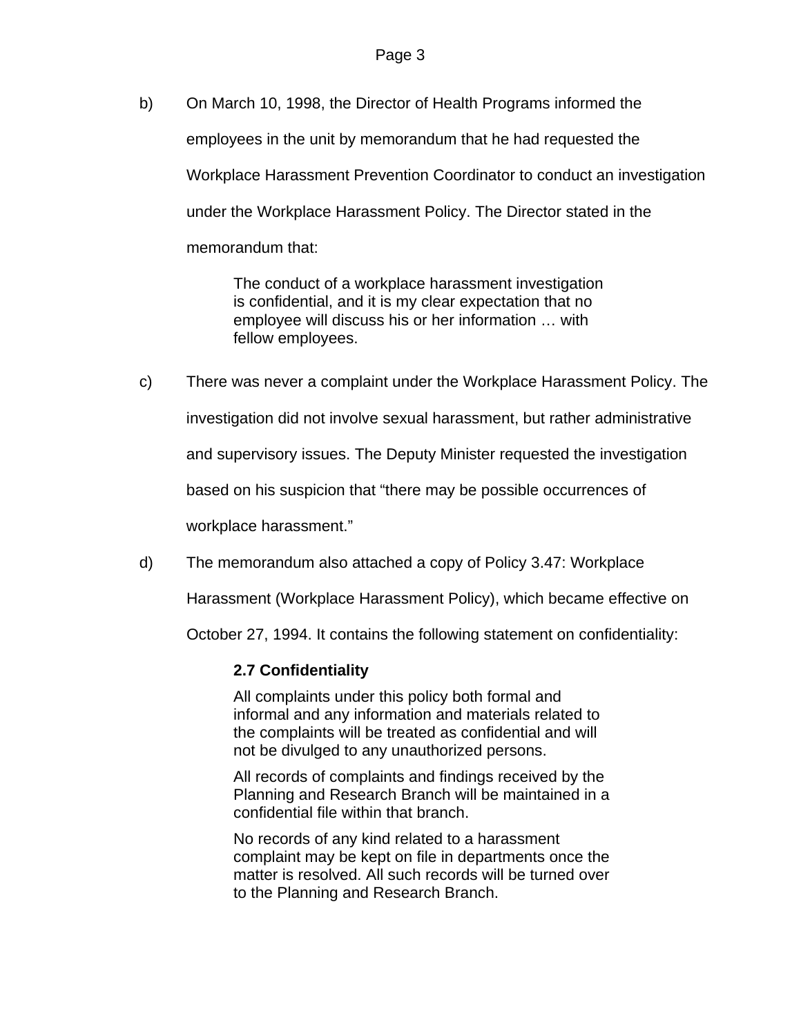b) On March 10, 1998, the Director of Health Programs informed the employees in the unit by memorandum that he had requested the Workplace Harassment Prevention Coordinator to conduct an investigation under the Workplace Harassment Policy. The Director stated in the memorandum that:

> The conduct of a workplace harassment investigation is confidential, and it is my clear expectation that no employee will discuss his or her information … with fellow employees.

c) There was never a complaint under the Workplace Harassment Policy. The investigation did not involve sexual harassment, but rather administrative and supervisory issues. The Deputy Minister requested the investigation based on his suspicion that “there may be possible occurrences of workplace harassment.”

d) The memorandum also attached a copy of Policy 3.47: Workplace Harassment (Workplace Harassment Policy), which became effective on October 27, 1994. It contains the following statement on confidentiality:

> **2.7 Confidentiality**
>
> All complaints under this policy both formal and informal and any information and materials related to the complaints will be treated as confidential and will not be divulged to any unauthorized persons.
>
> All records of complaints and findings received by the Planning and Research Branch will be maintained in a confidential file within that branch.
>
> No records of any kind related to a harassment complaint may be kept on file in departments once the matter is resolved. All such records will be turned over to the Planning and Research Branch.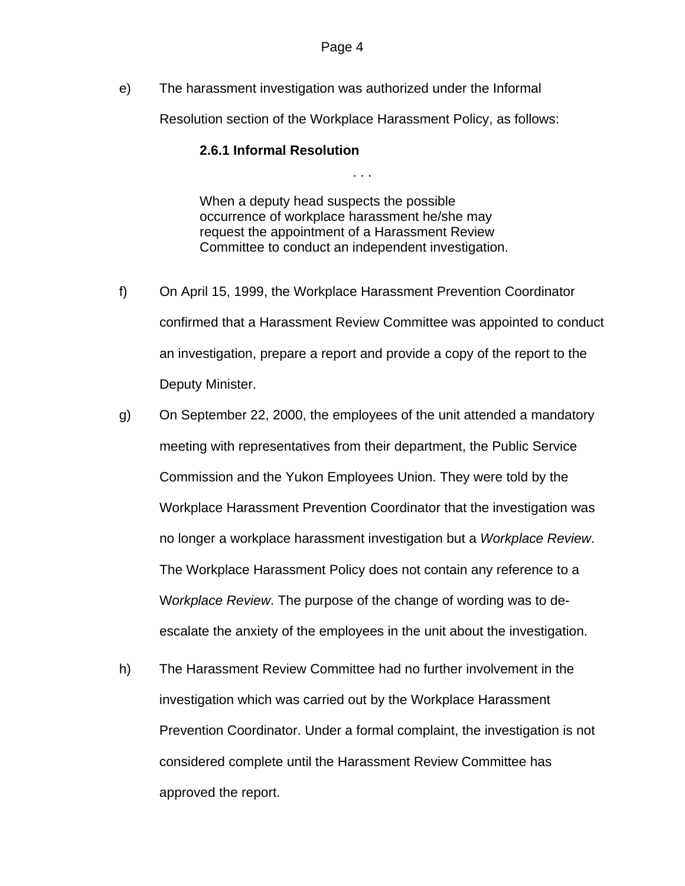e) The harassment investigation was authorized under the Informal Resolution section of the Workplace Harassment Policy, as follows:

> **2.6.1 Informal Resolution**
>
> . . .
>
> When a deputy head suspects the possible occurrence of workplace harassment he/she may request the appointment of a Harassment Review Committee to conduct an independent investigation.

f) On April 15, 1999, the Workplace Harassment Prevention Coordinator confirmed that a Harassment Review Committee was appointed to conduct an investigation, prepare a report and provide a copy of the report to the Deputy Minister.

g) On September 22, 2000, the employees of the unit attended a mandatory meeting with representatives from their department, the Public Service Commission and the Yukon Employees Union. They were told by the Workplace Harassment Prevention Coordinator that the investigation was no longer a workplace harassment investigation but a *Workplace Review*. The Workplace Harassment Policy does not contain any reference to a W*orkplace Review*. The purpose of the change of wording was to de-escalate the anxiety of the employees in the unit about the investigation.

h) The Harassment Review Committee had no further involvement in the investigation which was carried out by the Workplace Harassment Prevention Coordinator. Under a formal complaint, the investigation is not considered complete until the Harassment Review Committee has approved the report.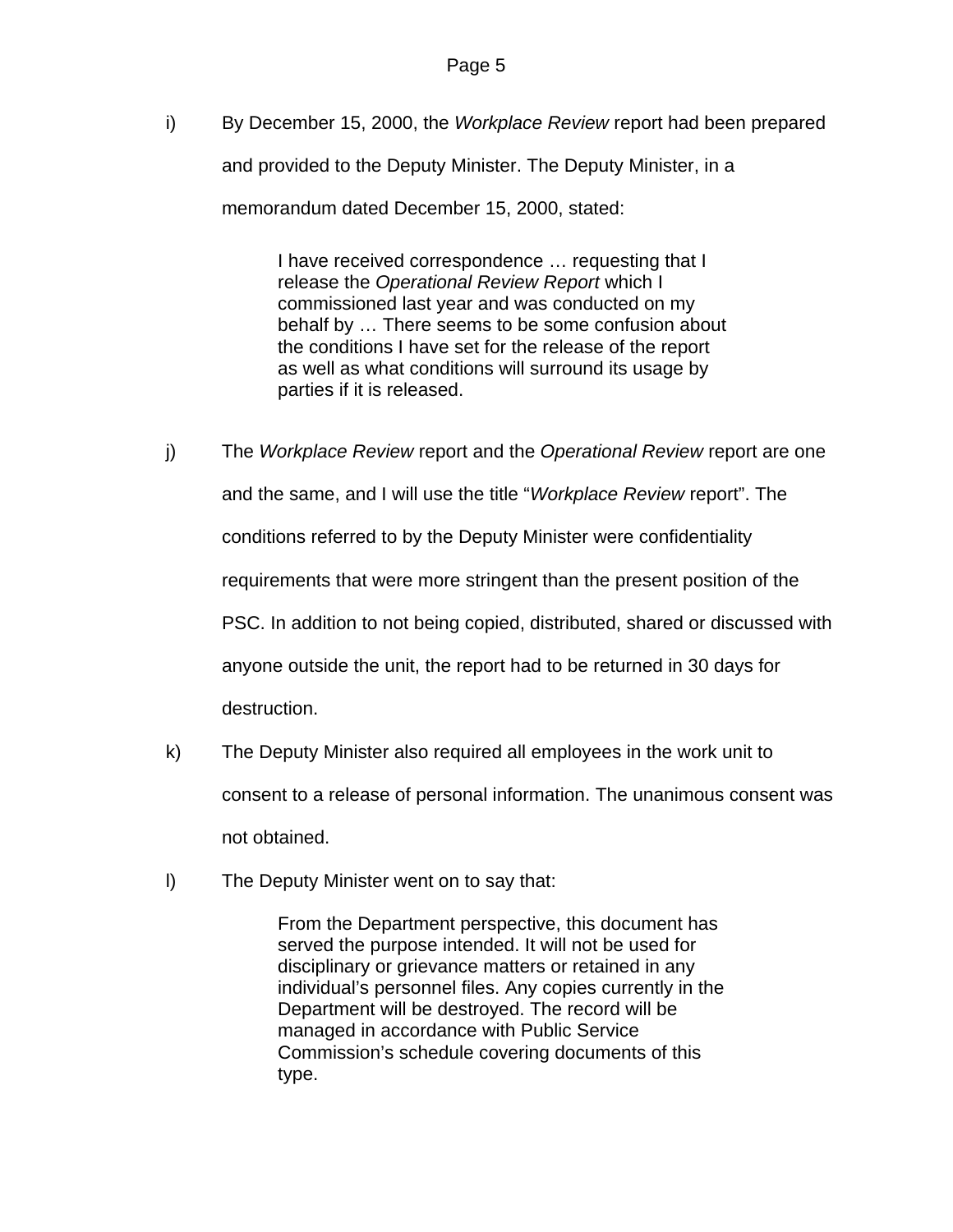i) By December 15, 2000, the *Workplace Review* report had been prepared and provided to the Deputy Minister. The Deputy Minister, in a memorandum dated December 15, 2000, stated:

> I have received correspondence … requesting that I release the *Operational Review Report* which I commissioned last year and was conducted on my behalf by … There seems to be some confusion about the conditions I have set for the release of the report as well as what conditions will surround its usage by parties if it is released.

j) The *Workplace Review* report and the *Operational Review* report are one and the same, and I will use the title "*Workplace Review* report". The conditions referred to by the Deputy Minister were confidentiality requirements that were more stringent than the present position of the PSC. In addition to not being copied, distributed, shared or discussed with anyone outside the unit, the report had to be returned in 30 days for destruction.

k) The Deputy Minister also required all employees in the work unit to consent to a release of personal information. The unanimous consent was not obtained.

l) The Deputy Minister went on to say that:

> From the Department perspective, this document has served the purpose intended. It will not be used for disciplinary or grievance matters or retained in any individual's personnel files. Any copies currently in the Department will be destroyed. The record will be managed in accordance with Public Service Commission's schedule covering documents of this type.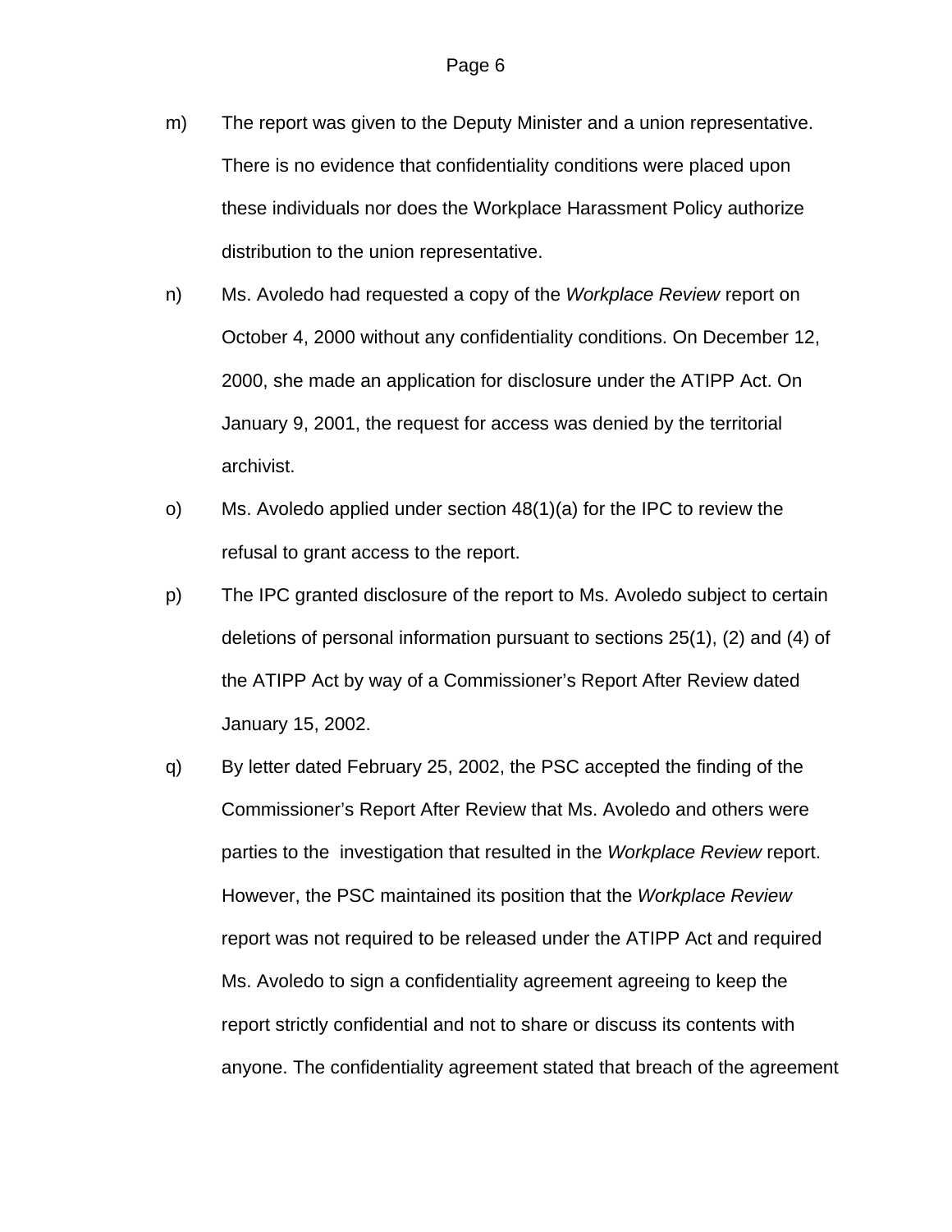m) The report was given to the Deputy Minister and a union representative. There is no evidence that confidentiality conditions were placed upon these individuals nor does the Workplace Harassment Policy authorize distribution to the union representative.

n) Ms. Avoledo had requested a copy of the *Workplace Review* report on October 4, 2000 without any confidentiality conditions. On December 12, 2000, she made an application for disclosure under the ATIPP Act. On January 9, 2001, the request for access was denied by the territorial archivist.

o) Ms. Avoledo applied under section 48(1)(a) for the IPC to review the refusal to grant access to the report.

p) The IPC granted disclosure of the report to Ms. Avoledo subject to certain deletions of personal information pursuant to sections 25(1), (2) and (4) of the ATIPP Act by way of a Commissioner's Report After Review dated January 15, 2002.

q) By letter dated February 25, 2002, the PSC accepted the finding of the Commissioner's Report After Review that Ms. Avoledo and others were parties to the investigation that resulted in the *Workplace Review* report. However, the PSC maintained its position that the *Workplace Review* report was not required to be released under the ATIPP Act and required Ms. Avoledo to sign a confidentiality agreement agreeing to keep the report strictly confidential and not to share or discuss its contents with anyone. The confidentiality agreement stated that breach of the agreement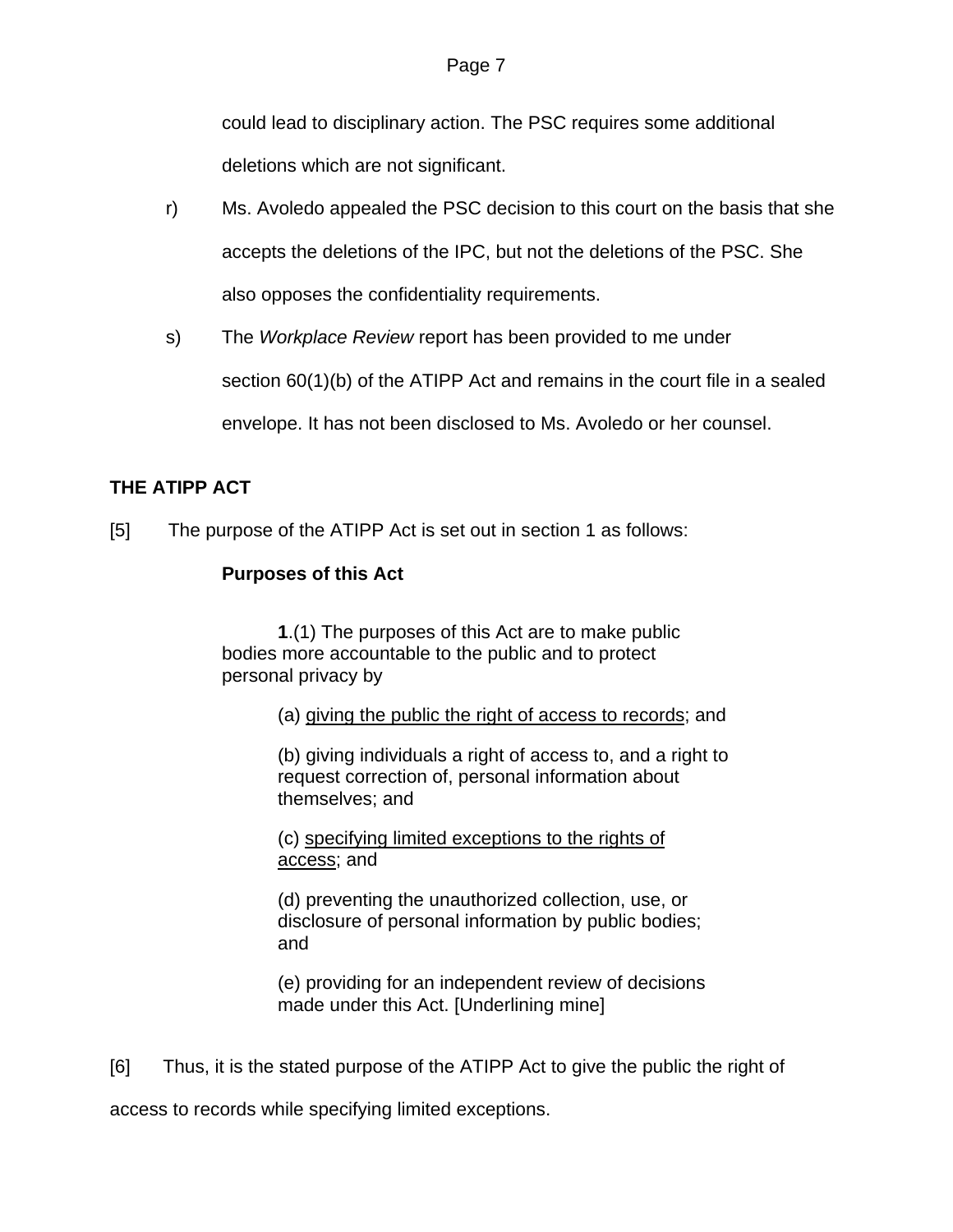could lead to disciplinary action. The PSC requires some additional deletions which are not significant.

r) Ms. Avoledo appealed the PSC decision to this court on the basis that she accepts the deletions of the IPC, but not the deletions of the PSC. She also opposes the confidentiality requirements.

s) The *Workplace Review* report has been provided to me under section 60(1)(b) of the ATIPP Act and remains in the court file in a sealed envelope. It has not been disclosed to Ms. Avoledo or her counsel.

**THE ATIPP ACT**

[5] The purpose of the ATIPP Act is set out in section 1 as follows:

> **Purposes of this Act**
>
> **1**.(1) The purposes of this Act are to make public bodies more accountable to the public and to protect personal privacy by
>
> (a) <u>giving the public the right of access to records</u>; and
>
> (b) giving individuals a right of access to, and a right to request correction of, personal information about themselves; and
>
> (c) <u>specifying limited exceptions to the rights of access</u>; and
>
> (d) preventing the unauthorized collection, use, or disclosure of personal information by public bodies; and
>
> (e) providing for an independent review of decisions made under this Act. [Underlining mine]

[6] Thus, it is the stated purpose of the ATIPP Act to give the public the right of access to records while specifying limited exceptions.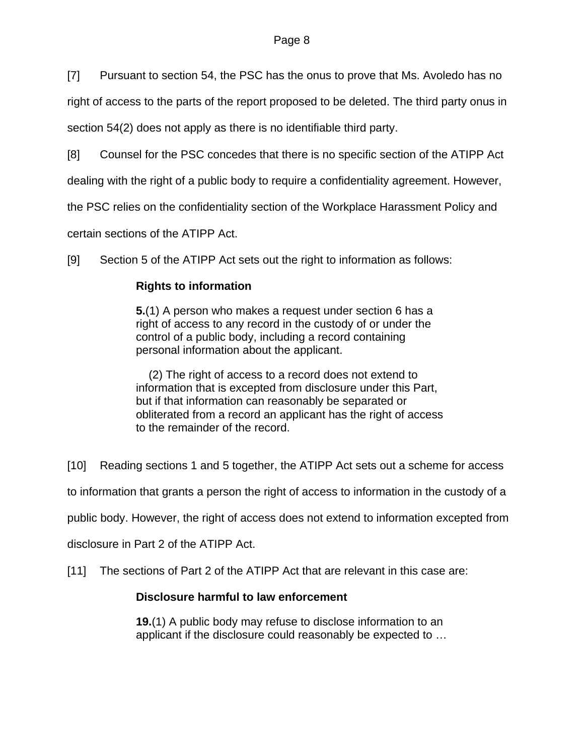[7] Pursuant to section 54, the PSC has the onus to prove that Ms. Avoledo has no right of access to the parts of the report proposed to be deleted. The third party onus in section 54(2) does not apply as there is no identifiable third party.

[8] Counsel for the PSC concedes that there is no specific section of the ATIPP Act dealing with the right of a public body to require a confidentiality agreement. However, the PSC relies on the confidentiality section of the Workplace Harassment Policy and certain sections of the ATIPP Act.

[9] Section 5 of the ATIPP Act sets out the right to information as follows:

> **Rights to information**
>
> **5.**(1) A person who makes a request under section 6 has a right of access to any record in the custody of or under the control of a public body, including a record containing personal information about the applicant.
>
> (2) The right of access to a record does not extend to information that is excepted from disclosure under this Part, but if that information can reasonably be separated or obliterated from a record an applicant has the right of access to the remainder of the record.

[10] Reading sections 1 and 5 together, the ATIPP Act sets out a scheme for access to information that grants a person the right of access to information in the custody of a public body. However, the right of access does not extend to information excepted from disclosure in Part 2 of the ATIPP Act.

[11] The sections of Part 2 of the ATIPP Act that are relevant in this case are:

> **Disclosure harmful to law enforcement**
>
> **19.**(1) A public body may refuse to disclose information to an applicant if the disclosure could reasonably be expected to …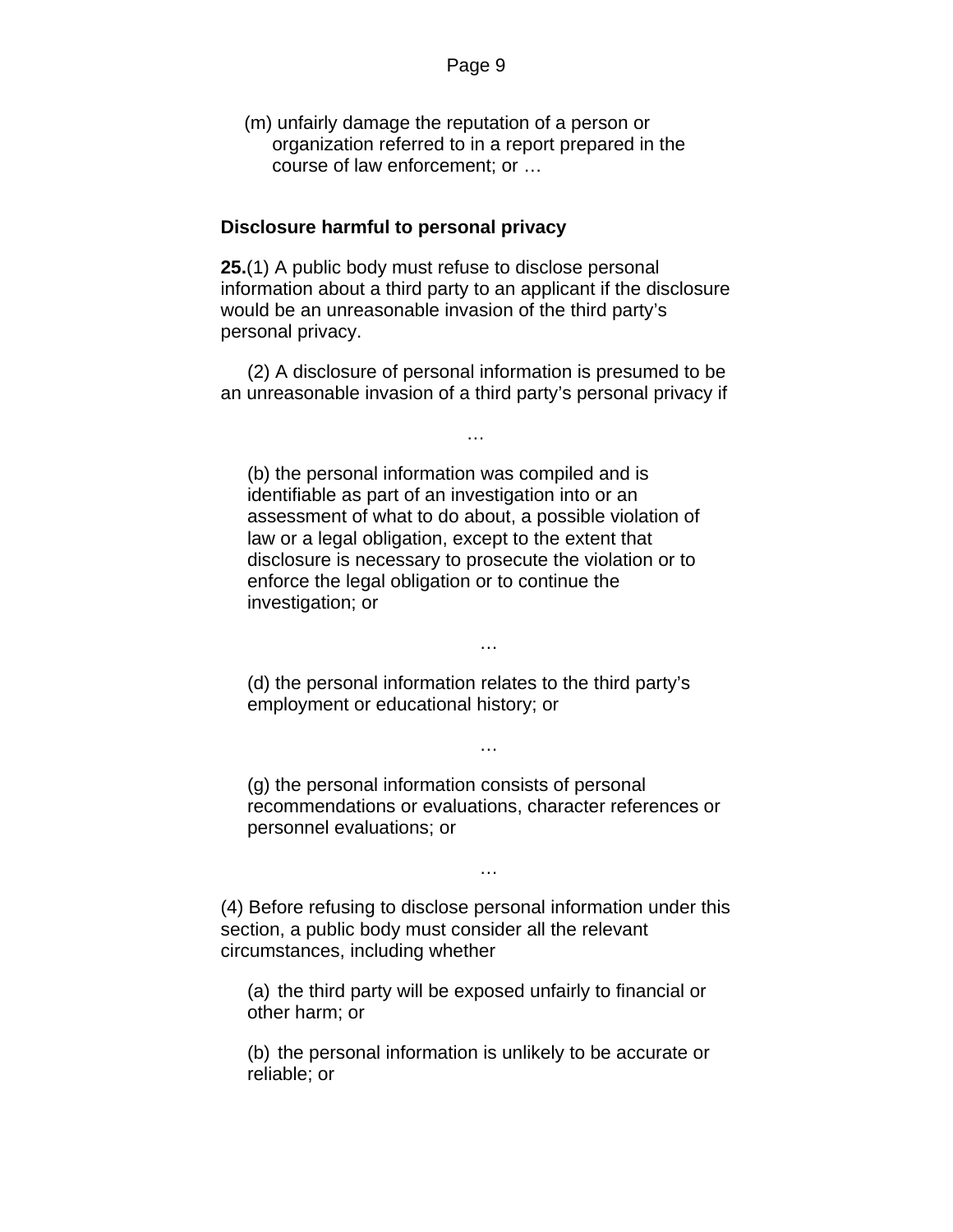(m) unfairly damage the reputation of a person or organization referred to in a report prepared in the course of law enforcement; or …

**Disclosure harmful to personal privacy**

**25.**(1) A public body must refuse to disclose personal information about a third party to an applicant if the disclosure would be an unreasonable invasion of the third party's personal privacy.

(2) A disclosure of personal information is presumed to be an unreasonable invasion of a third party's personal privacy if

…

(b) the personal information was compiled and is identifiable as part of an investigation into or an assessment of what to do about, a possible violation of law or a legal obligation, except to the extent that disclosure is necessary to prosecute the violation or to enforce the legal obligation or to continue the investigation; or

…

(d) the personal information relates to the third party's employment or educational history; or

…

(g) the personal information consists of personal recommendations or evaluations, character references or personnel evaluations; or

…

(4) Before refusing to disclose personal information under this section, a public body must consider all the relevant circumstances, including whether

(a) the third party will be exposed unfairly to financial or other harm; or

(b) the personal information is unlikely to be accurate or reliable; or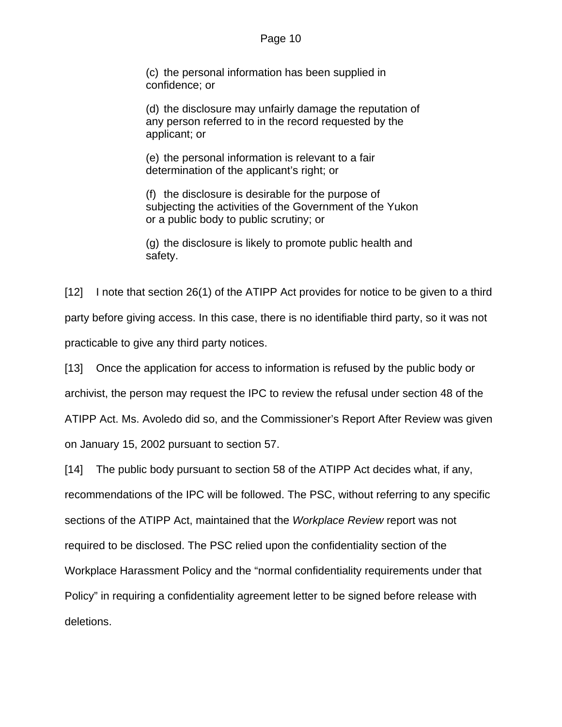> (c) the personal information has been supplied in confidence; or
>
> (d) the disclosure may unfairly damage the reputation of any person referred to in the record requested by the applicant; or
>
> (e) the personal information is relevant to a fair determination of the applicant's right; or
>
> (f) the disclosure is desirable for the purpose of subjecting the activities of the Government of the Yukon or a public body to public scrutiny; or
>
> (g) the disclosure is likely to promote public health and safety.

[12] I note that section 26(1) of the ATIPP Act provides for notice to be given to a third party before giving access. In this case, there is no identifiable third party, so it was not practicable to give any third party notices.

[13] Once the application for access to information is refused by the public body or archivist, the person may request the IPC to review the refusal under section 48 of the ATIPP Act. Ms. Avoledo did so, and the Commissioner's Report After Review was given on January 15, 2002 pursuant to section 57.

[14] The public body pursuant to section 58 of the ATIPP Act decides what, if any, recommendations of the IPC will be followed. The PSC, without referring to any specific sections of the ATIPP Act, maintained that the *Workplace Review* report was not required to be disclosed. The PSC relied upon the confidentiality section of the Workplace Harassment Policy and the "normal confidentiality requirements under that Policy" in requiring a confidentiality agreement letter to be signed before release with deletions.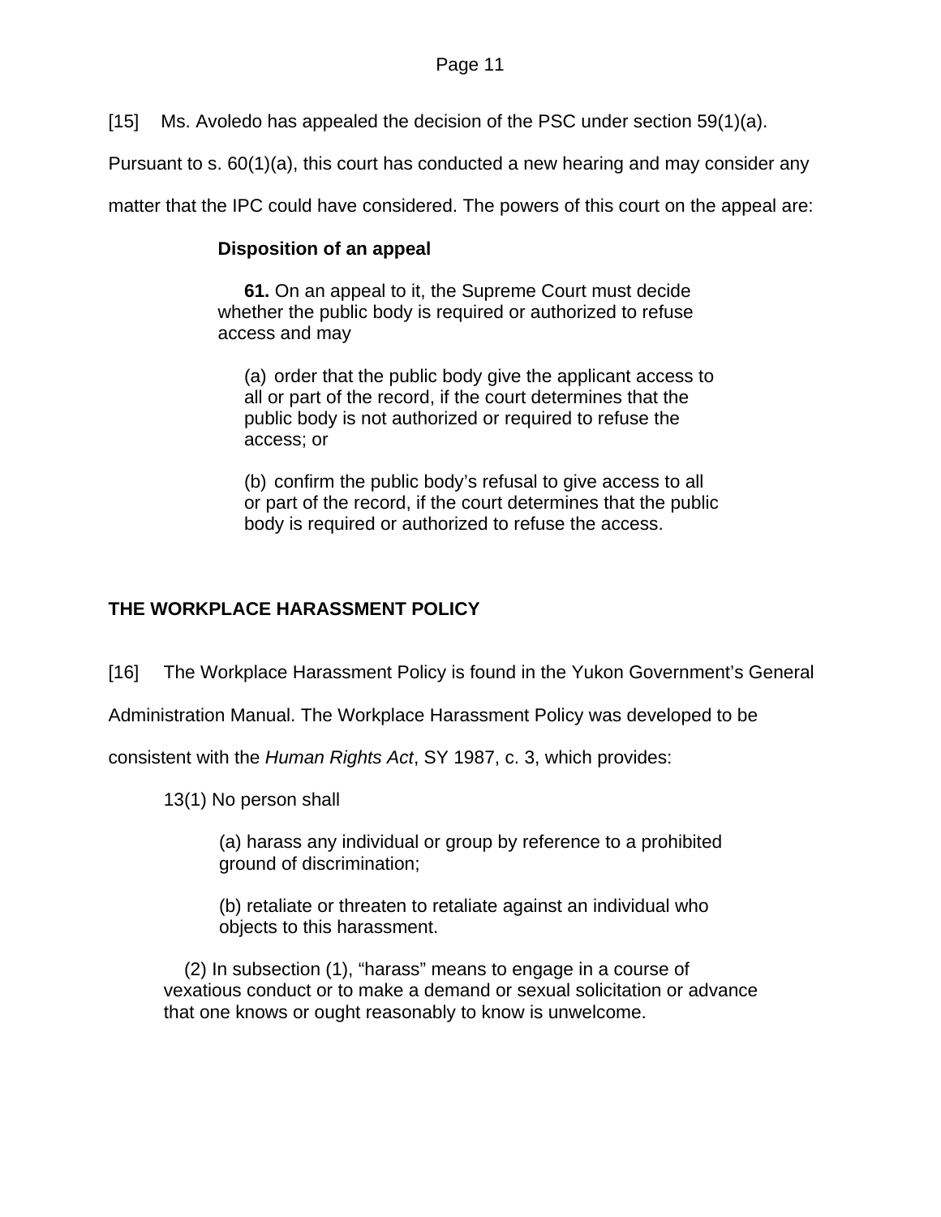[15] Ms. Avoledo has appealed the decision of the PSC under section 59(1)(a). Pursuant to s. 60(1)(a), this court has conducted a new hearing and may consider any matter that the IPC could have considered. The powers of this court on the appeal are:

> **Disposition of an appeal**
>
> **61.** On an appeal to it, the Supreme Court must decide whether the public body is required or authorized to refuse access and may
>
> > (a) order that the public body give the applicant access to all or part of the record, if the court determines that the public body is not authorized or required to refuse the access; or
> >
> > (b) confirm the public body's refusal to give access to all or part of the record, if the court determines that the public body is required or authorized to refuse the access.

## THE WORKPLACE HARASSMENT POLICY

[16] The Workplace Harassment Policy is found in the Yukon Government's General Administration Manual. The Workplace Harassment Policy was developed to be consistent with the *Human Rights Act*, SY 1987, c. 3, which provides:

> 13(1) No person shall
>
> > (a) harass any individual or group by reference to a prohibited ground of discrimination;
> >
> > (b) retaliate or threaten to retaliate against an individual who objects to this harassment.
>
> (2) In subsection (1), "harass" means to engage in a course of vexatious conduct or to make a demand or sexual solicitation or advance that one knows or ought reasonably to know is unwelcome.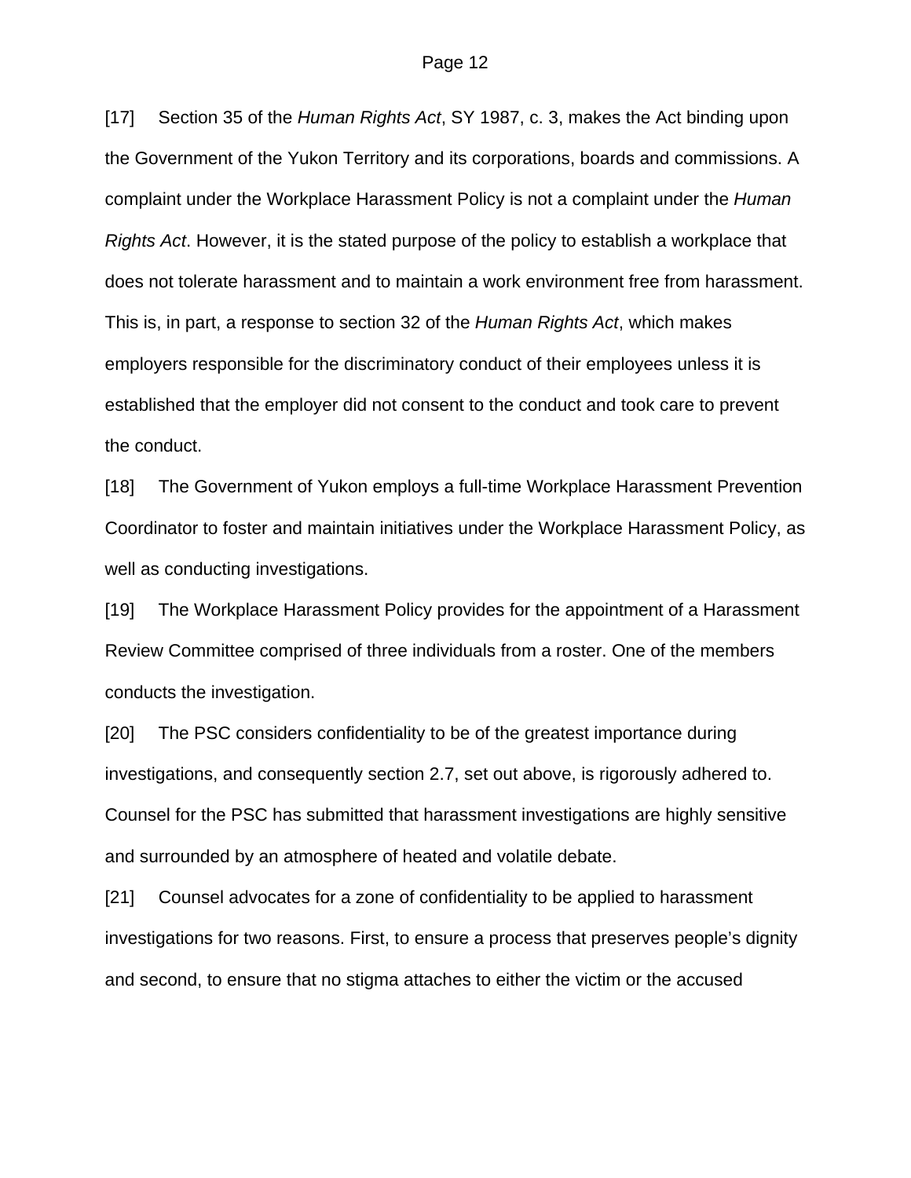[17] Section 35 of the *Human Rights Act*, SY 1987, c. 3, makes the Act binding upon the Government of the Yukon Territory and its corporations, boards and commissions. A complaint under the Workplace Harassment Policy is not a complaint under the *Human Rights Act*. However, it is the stated purpose of the policy to establish a workplace that does not tolerate harassment and to maintain a work environment free from harassment. This is, in part, a response to section 32 of the *Human Rights Act*, which makes employers responsible for the discriminatory conduct of their employees unless it is established that the employer did not consent to the conduct and took care to prevent the conduct.

[18] The Government of Yukon employs a full-time Workplace Harassment Prevention Coordinator to foster and maintain initiatives under the Workplace Harassment Policy, as well as conducting investigations.

[19] The Workplace Harassment Policy provides for the appointment of a Harassment Review Committee comprised of three individuals from a roster. One of the members conducts the investigation.

[20] The PSC considers confidentiality to be of the greatest importance during investigations, and consequently section 2.7, set out above, is rigorously adhered to. Counsel for the PSC has submitted that harassment investigations are highly sensitive and surrounded by an atmosphere of heated and volatile debate.

[21] Counsel advocates for a zone of confidentiality to be applied to harassment investigations for two reasons. First, to ensure a process that preserves people's dignity and second, to ensure that no stigma attaches to either the victim or the accused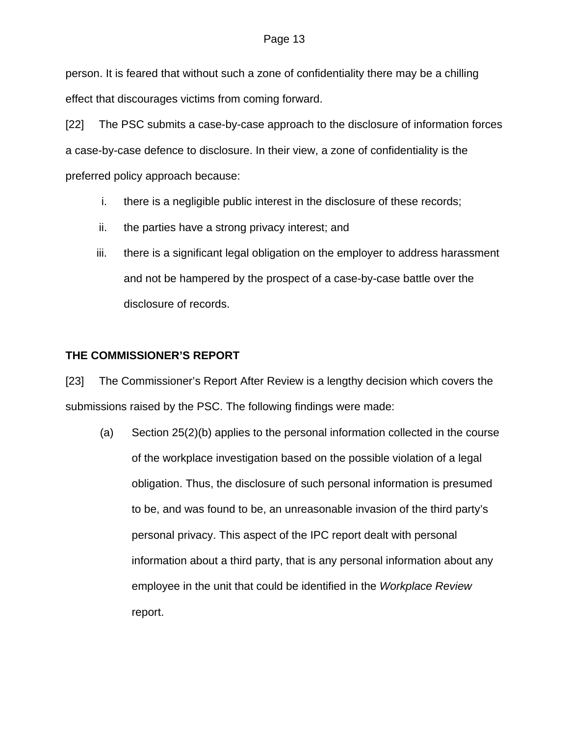person. It is feared that without such a zone of confidentiality there may be a chilling effect that discourages victims from coming forward.

[22] The PSC submits a case-by-case approach to the disclosure of information forces a case-by-case defence to disclosure. In their view, a zone of confidentiality is the preferred policy approach because:

i. there is a negligible public interest in the disclosure of these records;

ii. the parties have a strong privacy interest; and

iii. there is a significant legal obligation on the employer to address harassment and not be hampered by the prospect of a case-by-case battle over the disclosure of records.

**THE COMMISSIONER'S REPORT**

[23] The Commissioner's Report After Review is a lengthy decision which covers the submissions raised by the PSC. The following findings were made:

(a) Section 25(2)(b) applies to the personal information collected in the course of the workplace investigation based on the possible violation of a legal obligation. Thus, the disclosure of such personal information is presumed to be, and was found to be, an unreasonable invasion of the third party's personal privacy. This aspect of the IPC report dealt with personal information about a third party, that is any personal information about any employee in the unit that could be identified in the *Workplace Review* report.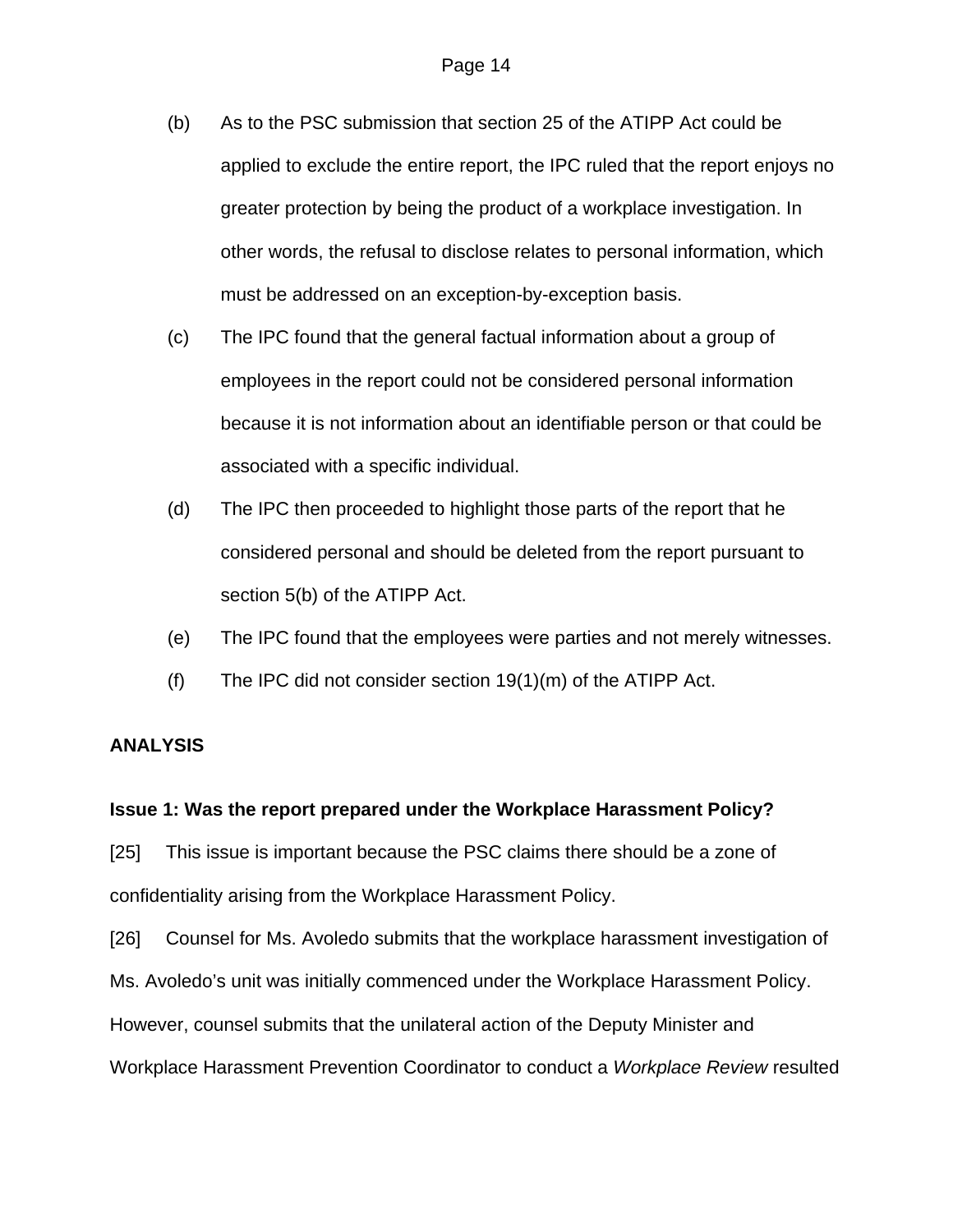(b) As to the PSC submission that section 25 of the ATIPP Act could be applied to exclude the entire report, the IPC ruled that the report enjoys no greater protection by being the product of a workplace investigation. In other words, the refusal to disclose relates to personal information, which must be addressed on an exception-by-exception basis.

(c) The IPC found that the general factual information about a group of employees in the report could not be considered personal information because it is not information about an identifiable person or that could be associated with a specific individual.

(d) The IPC then proceeded to highlight those parts of the report that he considered personal and should be deleted from the report pursuant to section 5(b) of the ATIPP Act.

(e) The IPC found that the employees were parties and not merely witnesses.

(f) The IPC did not consider section 19(1)(m) of the ATIPP Act.

**ANALYSIS**

**Issue 1: Was the report prepared under the Workplace Harassment Policy?**

[25] This issue is important because the PSC claims there should be a zone of confidentiality arising from the Workplace Harassment Policy.

[26] Counsel for Ms. Avoledo submits that the workplace harassment investigation of Ms. Avoledo's unit was initially commenced under the Workplace Harassment Policy. However, counsel submits that the unilateral action of the Deputy Minister and Workplace Harassment Prevention Coordinator to conduct a *Workplace Review* resulted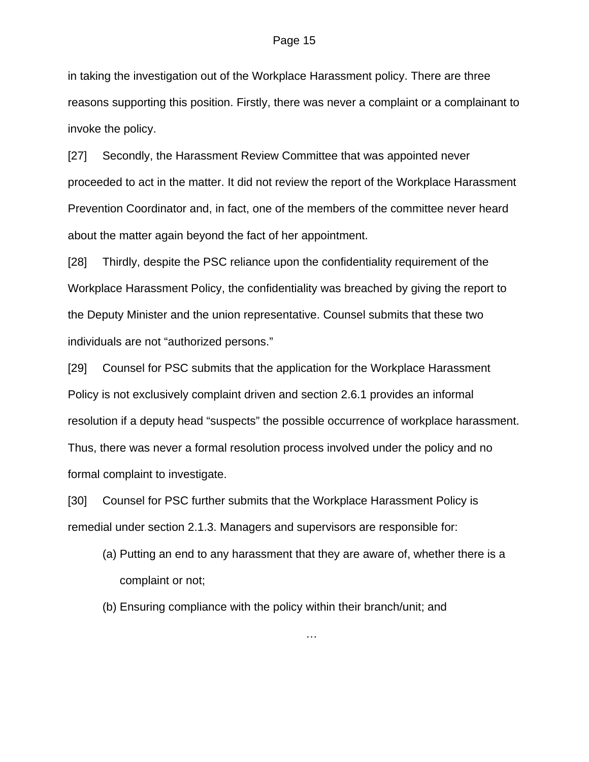in taking the investigation out of the Workplace Harassment policy. There are three reasons supporting this position. Firstly, there was never a complaint or a complainant to invoke the policy.

[27] Secondly, the Harassment Review Committee that was appointed never proceeded to act in the matter. It did not review the report of the Workplace Harassment Prevention Coordinator and, in fact, one of the members of the committee never heard about the matter again beyond the fact of her appointment.

[28] Thirdly, despite the PSC reliance upon the confidentiality requirement of the Workplace Harassment Policy, the confidentiality was breached by giving the report to the Deputy Minister and the union representative. Counsel submits that these two individuals are not "authorized persons."

[29] Counsel for PSC submits that the application for the Workplace Harassment Policy is not exclusively complaint driven and section 2.6.1 provides an informal resolution if a deputy head "suspects" the possible occurrence of workplace harassment. Thus, there was never a formal resolution process involved under the policy and no formal complaint to investigate.

[30] Counsel for PSC further submits that the Workplace Harassment Policy is remedial under section 2.1.3. Managers and supervisors are responsible for:

(a) Putting an end to any harassment that they are aware of, whether there is a complaint or not;

(b) Ensuring compliance with the policy within their branch/unit; and

…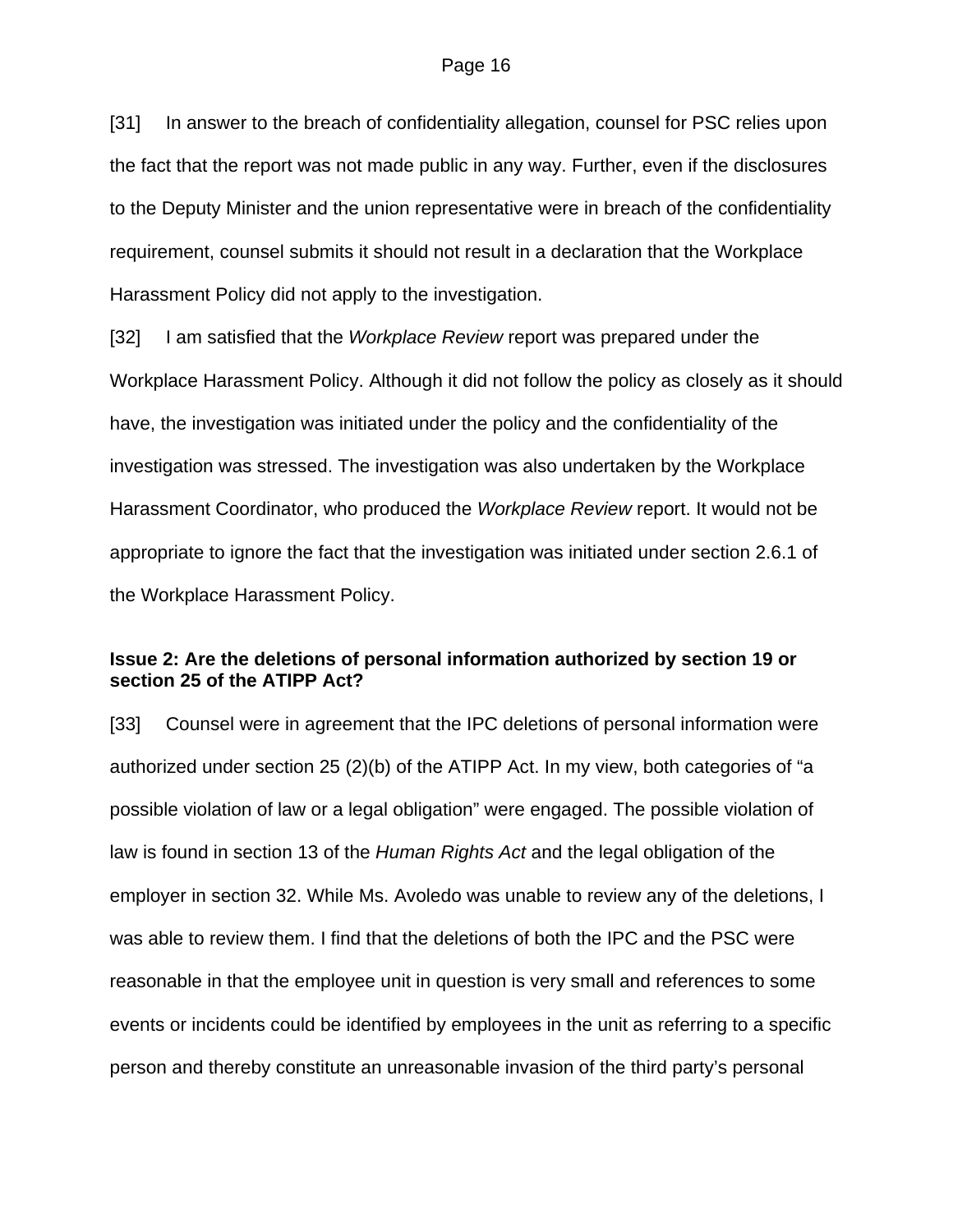[31] In answer to the breach of confidentiality allegation, counsel for PSC relies upon the fact that the report was not made public in any way. Further, even if the disclosures to the Deputy Minister and the union representative were in breach of the confidentiality requirement, counsel submits it should not result in a declaration that the Workplace Harassment Policy did not apply to the investigation.

[32] I am satisfied that the *Workplace Review* report was prepared under the Workplace Harassment Policy. Although it did not follow the policy as closely as it should have, the investigation was initiated under the policy and the confidentiality of the investigation was stressed. The investigation was also undertaken by the Workplace Harassment Coordinator, who produced the *Workplace Review* report. It would not be appropriate to ignore the fact that the investigation was initiated under section 2.6.1 of the Workplace Harassment Policy.

**Issue 2: Are the deletions of personal information authorized by section 19 or section 25 of the ATIPP Act?**

[33] Counsel were in agreement that the IPC deletions of personal information were authorized under section 25 (2)(b) of the ATIPP Act. In my view, both categories of "a possible violation of law or a legal obligation" were engaged. The possible violation of law is found in section 13 of the *Human Rights Act* and the legal obligation of the employer in section 32. While Ms. Avoledo was unable to review any of the deletions, I was able to review them. I find that the deletions of both the IPC and the PSC were reasonable in that the employee unit in question is very small and references to some events or incidents could be identified by employees in the unit as referring to a specific person and thereby constitute an unreasonable invasion of the third party's personal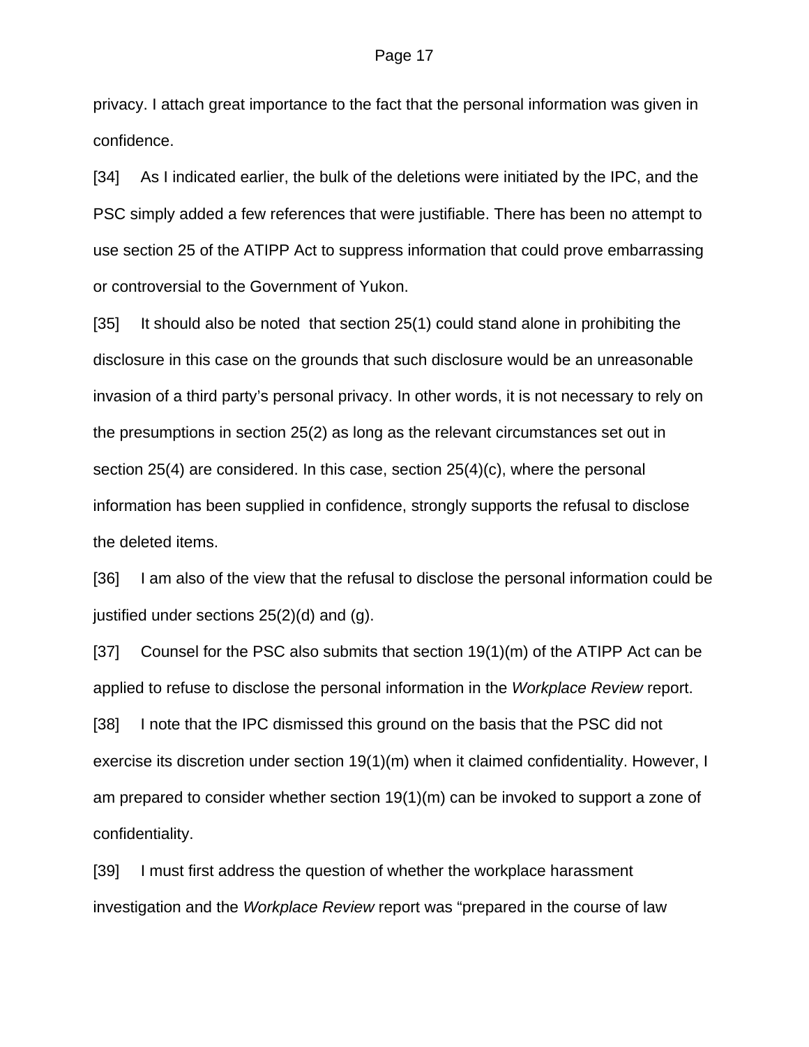privacy. I attach great importance to the fact that the personal information was given in confidence.

[34] As I indicated earlier, the bulk of the deletions were initiated by the IPC, and the PSC simply added a few references that were justifiable. There has been no attempt to use section 25 of the ATIPP Act to suppress information that could prove embarrassing or controversial to the Government of Yukon.

[35] It should also be noted that section 25(1) could stand alone in prohibiting the disclosure in this case on the grounds that such disclosure would be an unreasonable invasion of a third party's personal privacy. In other words, it is not necessary to rely on the presumptions in section 25(2) as long as the relevant circumstances set out in section 25(4) are considered. In this case, section 25(4)(c), where the personal information has been supplied in confidence, strongly supports the refusal to disclose the deleted items.

[36] I am also of the view that the refusal to disclose the personal information could be justified under sections 25(2)(d) and (g).

[37] Counsel for the PSC also submits that section 19(1)(m) of the ATIPP Act can be applied to refuse to disclose the personal information in the *Workplace Review* report.

[38] I note that the IPC dismissed this ground on the basis that the PSC did not exercise its discretion under section 19(1)(m) when it claimed confidentiality. However, I am prepared to consider whether section 19(1)(m) can be invoked to support a zone of confidentiality.

[39] I must first address the question of whether the workplace harassment investigation and the *Workplace Review* report was "prepared in the course of law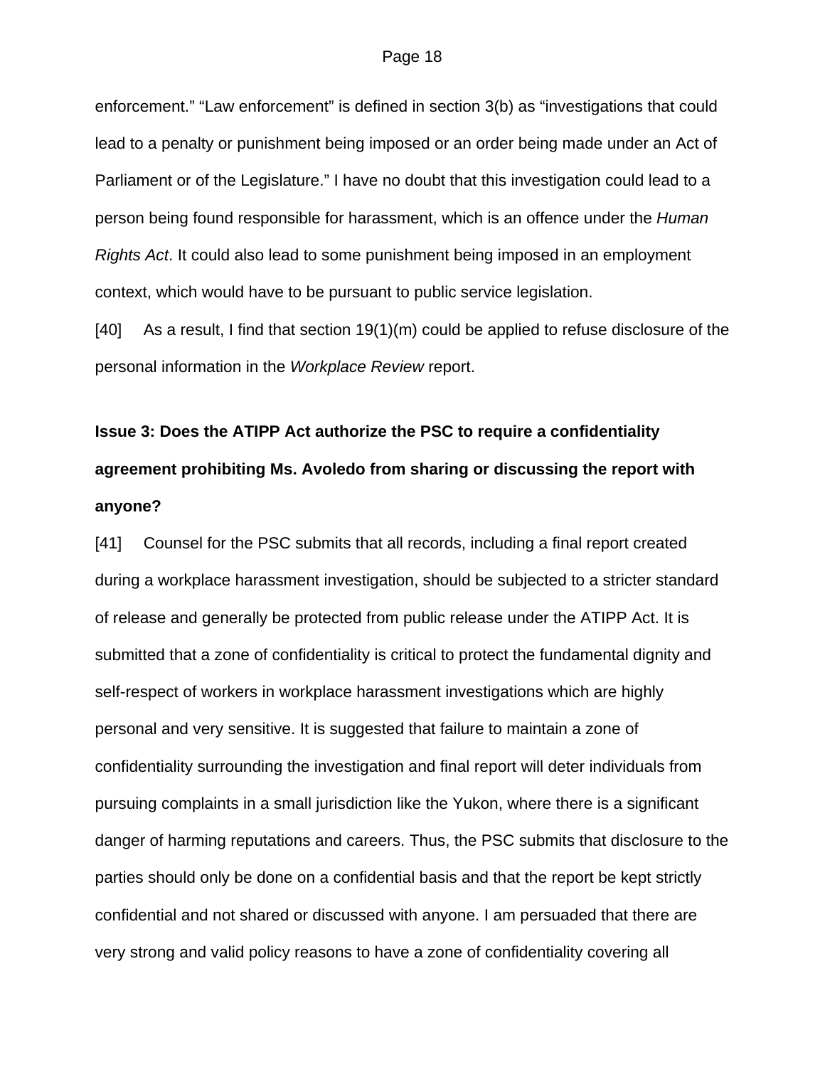enforcement." "Law enforcement" is defined in section 3(b) as "investigations that could lead to a penalty or punishment being imposed or an order being made under an Act of Parliament or of the Legislature." I have no doubt that this investigation could lead to a person being found responsible for harassment, which is an offence under the *Human Rights Act*. It could also lead to some punishment being imposed in an employment context, which would have to be pursuant to public service legislation.

[40] As a result, I find that section 19(1)(m) could be applied to refuse disclosure of the personal information in the *Workplace Review* report.

**Issue 3: Does the ATIPP Act authorize the PSC to require a confidentiality agreement prohibiting Ms. Avoledo from sharing or discussing the report with anyone?**

[41] Counsel for the PSC submits that all records, including a final report created during a workplace harassment investigation, should be subjected to a stricter standard of release and generally be protected from public release under the ATIPP Act. It is submitted that a zone of confidentiality is critical to protect the fundamental dignity and self-respect of workers in workplace harassment investigations which are highly personal and very sensitive. It is suggested that failure to maintain a zone of confidentiality surrounding the investigation and final report will deter individuals from pursuing complaints in a small jurisdiction like the Yukon, where there is a significant danger of harming reputations and careers. Thus, the PSC submits that disclosure to the parties should only be done on a confidential basis and that the report be kept strictly confidential and not shared or discussed with anyone. I am persuaded that there are very strong and valid policy reasons to have a zone of confidentiality covering all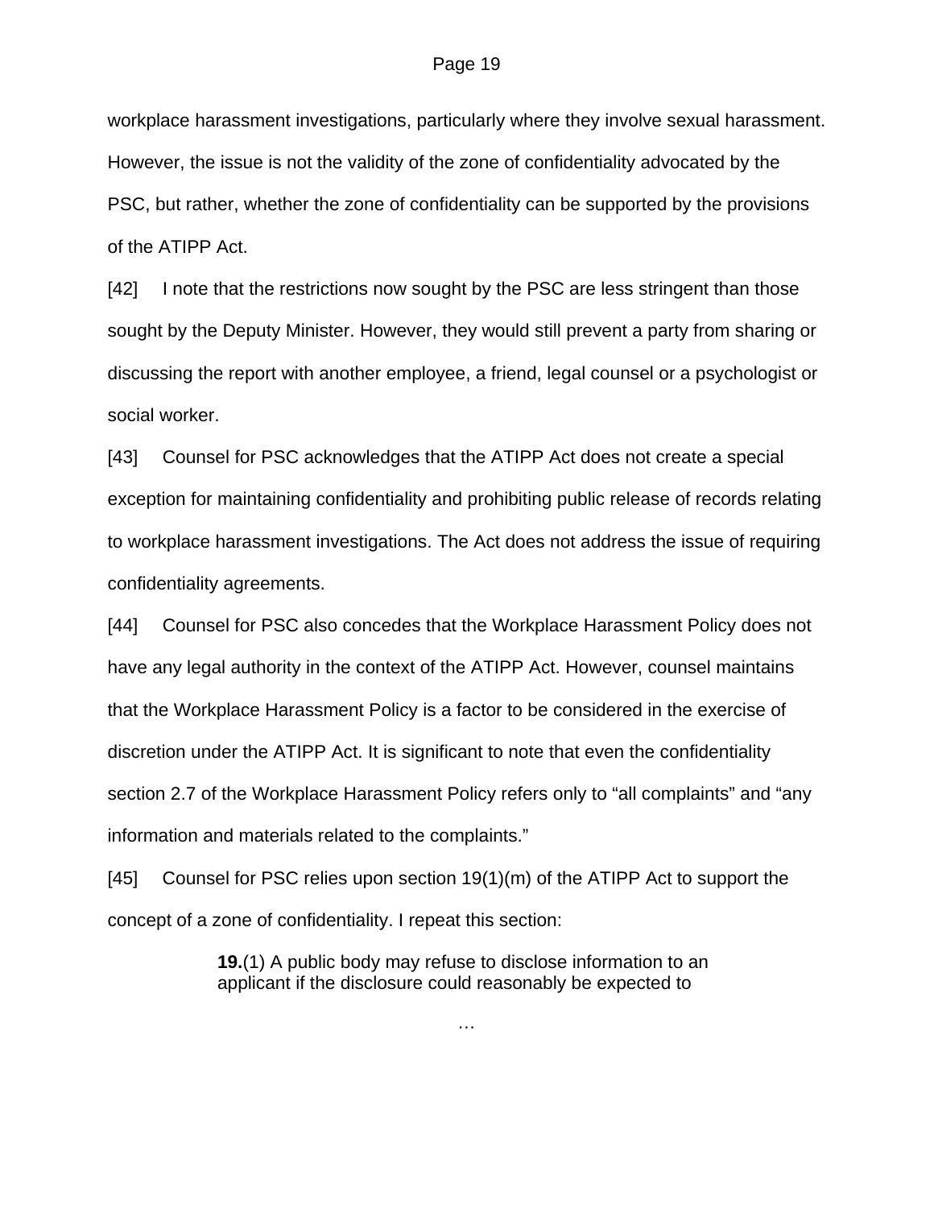workplace harassment investigations, particularly where they involve sexual harassment. However, the issue is not the validity of the zone of confidentiality advocated by the PSC, but rather, whether the zone of confidentiality can be supported by the provisions of the ATIPP Act.

[42] I note that the restrictions now sought by the PSC are less stringent than those sought by the Deputy Minister. However, they would still prevent a party from sharing or discussing the report with another employee, a friend, legal counsel or a psychologist or social worker.

[43] Counsel for PSC acknowledges that the ATIPP Act does not create a special exception for maintaining confidentiality and prohibiting public release of records relating to workplace harassment investigations. The Act does not address the issue of requiring confidentiality agreements.

[44] Counsel for PSC also concedes that the Workplace Harassment Policy does not have any legal authority in the context of the ATIPP Act. However, counsel maintains that the Workplace Harassment Policy is a factor to be considered in the exercise of discretion under the ATIPP Act. It is significant to note that even the confidentiality section 2.7 of the Workplace Harassment Policy refers only to "all complaints" and "any information and materials related to the complaints."

[45] Counsel for PSC relies upon section 19(1)(m) of the ATIPP Act to support the concept of a zone of confidentiality. I repeat this section:

> **19.**(1) A public body may refuse to disclose information to an applicant if the disclosure could reasonably be expected to
>
> …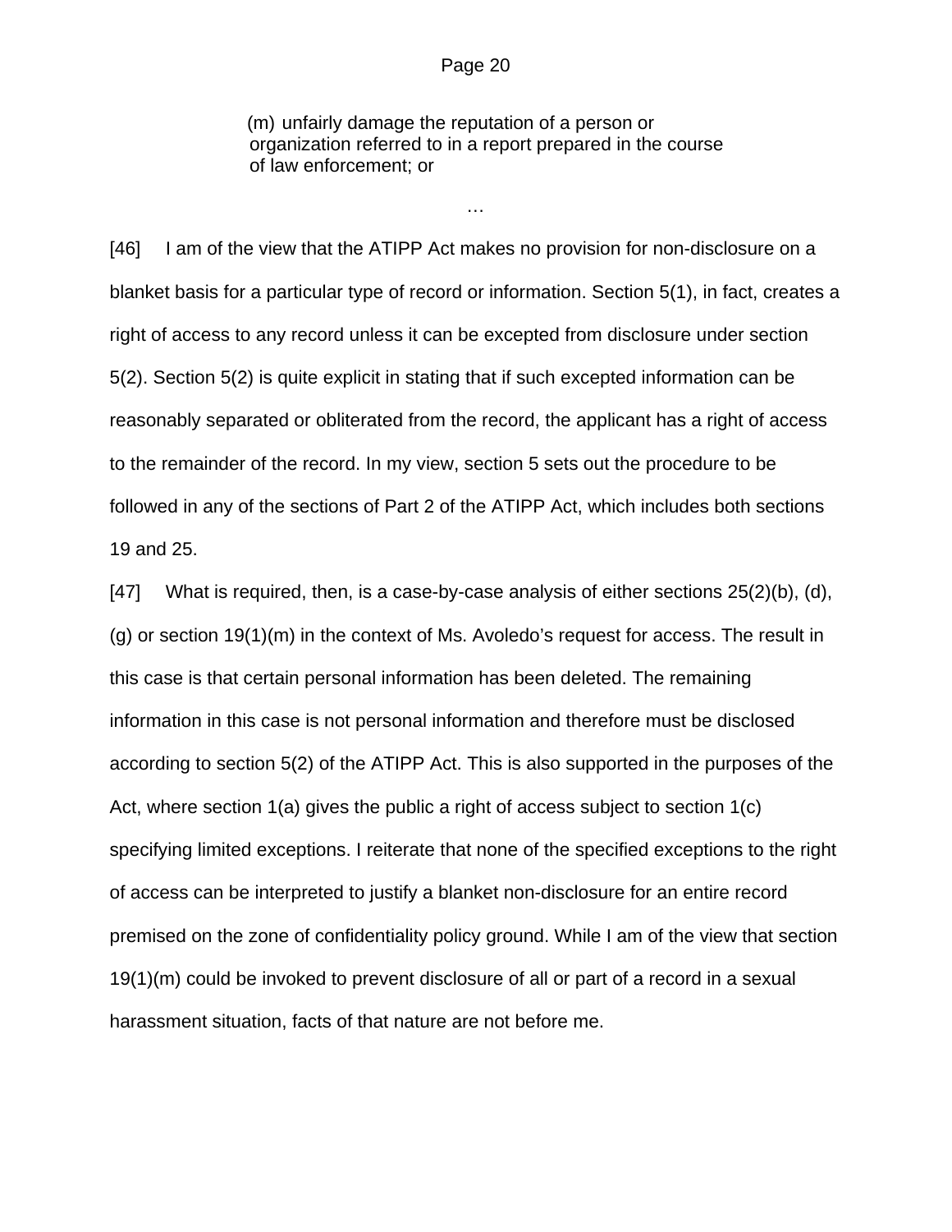> (m) unfairly damage the reputation of a person or organization referred to in a report prepared in the course of law enforcement; or
>
> …

[46] I am of the view that the ATIPP Act makes no provision for non-disclosure on a blanket basis for a particular type of record or information. Section 5(1), in fact, creates a right of access to any record unless it can be excepted from disclosure under section 5(2). Section 5(2) is quite explicit in stating that if such excepted information can be reasonably separated or obliterated from the record, the applicant has a right of access to the remainder of the record. In my view, section 5 sets out the procedure to be followed in any of the sections of Part 2 of the ATIPP Act, which includes both sections 19 and 25.

[47] What is required, then, is a case-by-case analysis of either sections 25(2)(b), (d), (g) or section 19(1)(m) in the context of Ms. Avoledo's request for access. The result in this case is that certain personal information has been deleted. The remaining information in this case is not personal information and therefore must be disclosed according to section 5(2) of the ATIPP Act. This is also supported in the purposes of the Act, where section 1(a) gives the public a right of access subject to section 1(c) specifying limited exceptions. I reiterate that none of the specified exceptions to the right of access can be interpreted to justify a blanket non-disclosure for an entire record premised on the zone of confidentiality policy ground. While I am of the view that section 19(1)(m) could be invoked to prevent disclosure of all or part of a record in a sexual harassment situation, facts of that nature are not before me.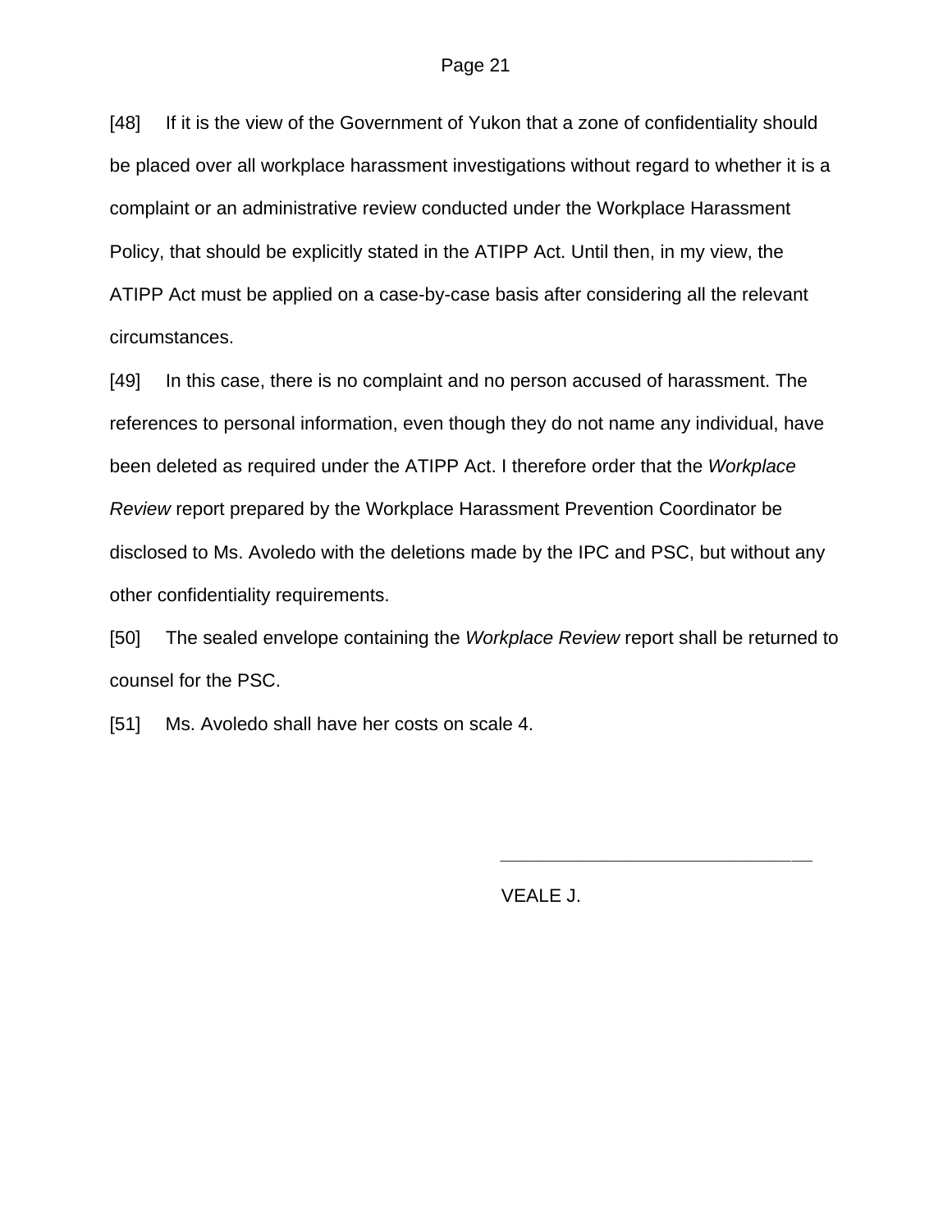[48] If it is the view of the Government of Yukon that a zone of confidentiality should be placed over all workplace harassment investigations without regard to whether it is a complaint or an administrative review conducted under the Workplace Harassment Policy, that should be explicitly stated in the ATIPP Act. Until then, in my view, the ATIPP Act must be applied on a case-by-case basis after considering all the relevant circumstances.

[49] In this case, there is no complaint and no person accused of harassment. The references to personal information, even though they do not name any individual, have been deleted as required under the ATIPP Act. I therefore order that the *Workplace Review* report prepared by the Workplace Harassment Prevention Coordinator be disclosed to Ms. Avoledo with the deletions made by the IPC and PSC, but without any other confidentiality requirements.

[50] The sealed envelope containing the *Workplace Review* report shall be returned to counsel for the PSC.

[51] Ms. Avoledo shall have her costs on scale 4.

\_\_\_\_\_\_\_\_\_\_\_\_\_\_\_\_\_\_\_\_\_\_\_\_\_\_\_\_\_\_

VEALE J.